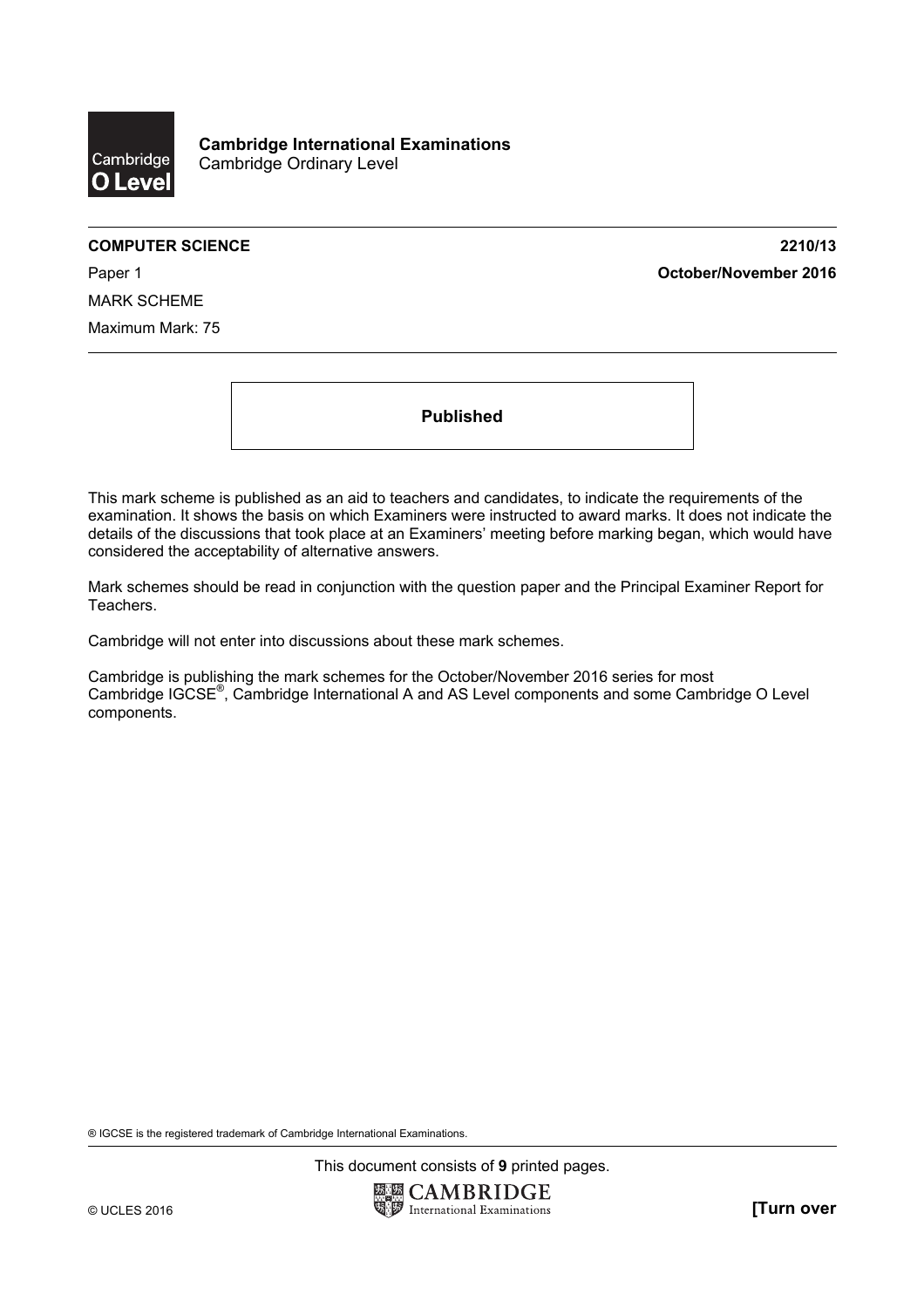**Cambridge International Examinations**
Cambridge Ordinary Level

**COMPUTER SCIENCE** **2210/13**

Paper 1 **October/November 2016**

MARK SCHEME

Maximum Mark: 75

**Published**

This mark scheme is published as an aid to teachers and candidates, to indicate the requirements of the examination. It shows the basis on which Examiners were instructed to award marks. It does not indicate the details of the discussions that took place at an Examiners' meeting before marking began, which would have considered the acceptability of alternative answers.

Mark schemes should be read in conjunction with the question paper and the Principal Examiner Report for Teachers.

Cambridge will not enter into discussions about these mark schemes.

Cambridge is publishing the mark schemes for the October/November 2016 series for most Cambridge IGCSE®, Cambridge International A and AS Level components and some Cambridge O Level components.

® IGCSE is the registered trademark of Cambridge International Examinations.

This document consists of **9** printed pages.

© UCLES 2016 **[Turn over**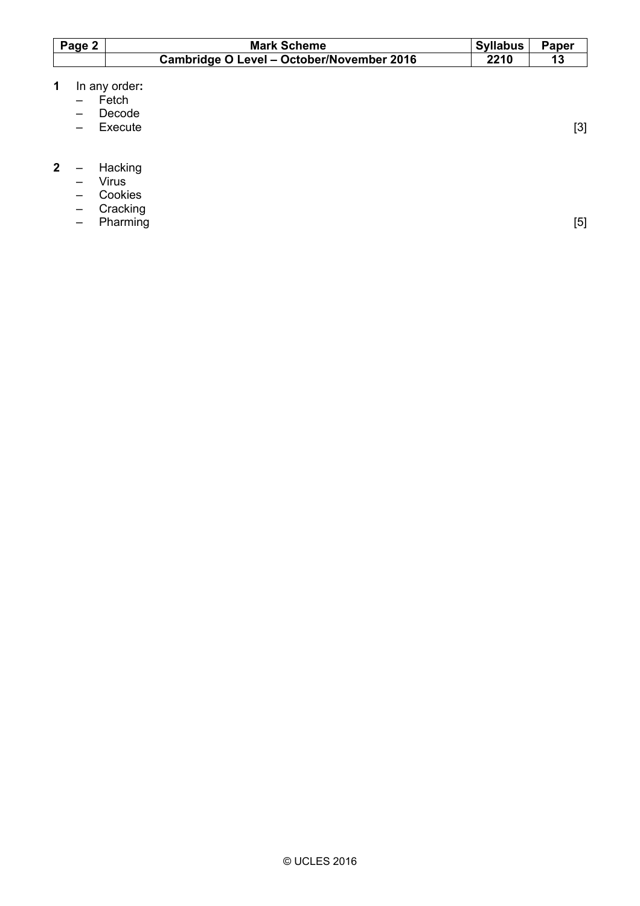**1** In any order:

- Fetch
- Decode
- Execute

[3]

**2**

- Hacking
- Virus
- Cookies
- Cracking
- Pharming

[5]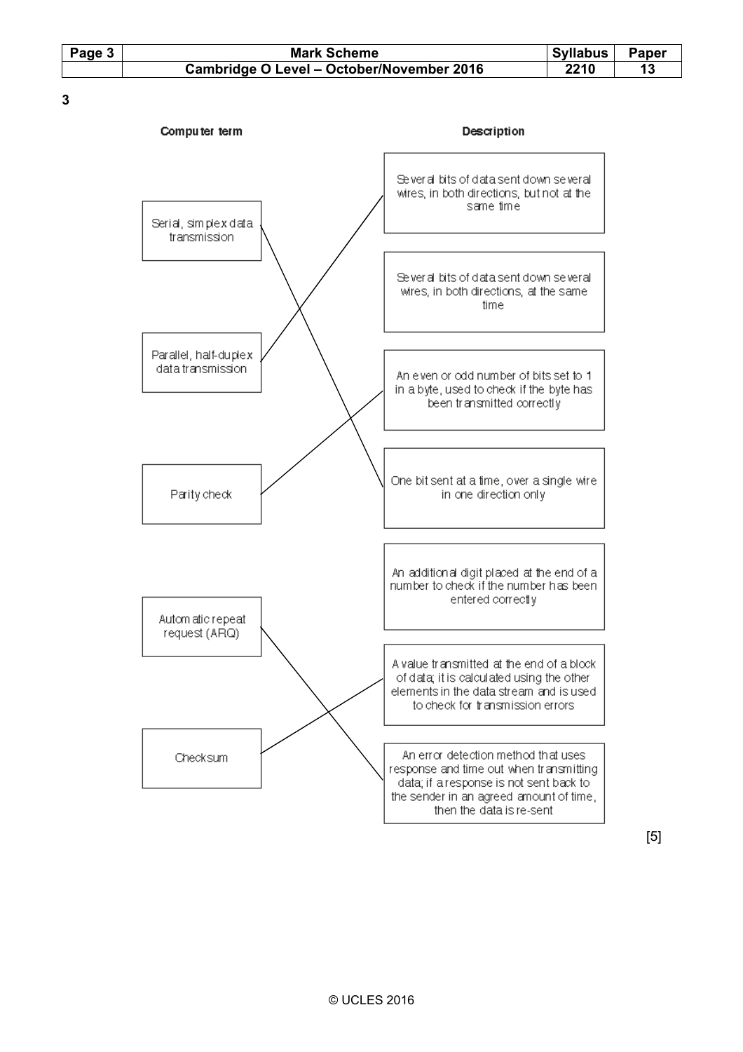**3**

**Computer term** → **Description**

| Computer term | Description |
|---|---|
| Serial, simplex data transmission | One bit sent at a time, over a single wire in one direction only |
| Parallel, half-duplex data transmission | Several bits of data sent down several wires, in both directions, but not at the same time |
| Parity check | An even or odd number of bits set to 1 in a byte, used to check if the byte has been transmitted correctly |
| Automatic repeat request (ARQ) | An error detection method that uses response and time out when transmitting data; if a response is not sent back to the sender in an agreed amount of time, then the data is re-sent |
| Checksum | A value transmitted at the end of a block of data; it is calculated using the other elements in the data stream and is used to check for transmission errors |

Descriptions not matched:

- Several bits of data sent down several wires, in both directions, at the same time
- An additional digit placed at the end of a number to check if the number has been entered correctly

[5]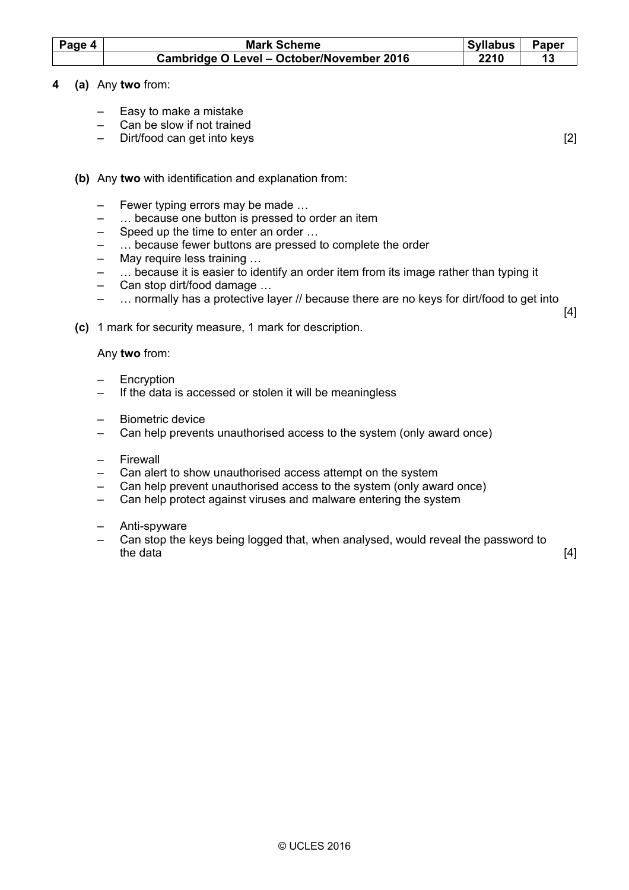**4 (a)** Any **two** from:

- Easy to make a mistake
- Can be slow if not trained
- Dirt/food can get into keys [2]

**(b)** Any **two** with identification and explanation from:

- Fewer typing errors may be made …
- … because one button is pressed to order an item
- Speed up the time to enter an order …
- … because fewer buttons are pressed to complete the order
- May require less training …
- … because it is easier to identify an order item from its image rather than typing it
- Can stop dirt/food damage …
- … normally has a protective layer // because there are no keys for dirt/food to get into

[4]

**(c)** 1 mark for security measure, 1 mark for description.

Any **two** from:

- Encryption
- If the data is accessed or stolen it will be meaningless

- Biometric device
- Can help prevents unauthorised access to the system (only award once)

- Firewall
- Can alert to show unauthorised access attempt on the system
- Can help prevent unauthorised access to the system (only award once)
- Can help protect against viruses and malware entering the system

- Anti-spyware
- Can stop the keys being logged that, when analysed, would reveal the password to the data [4]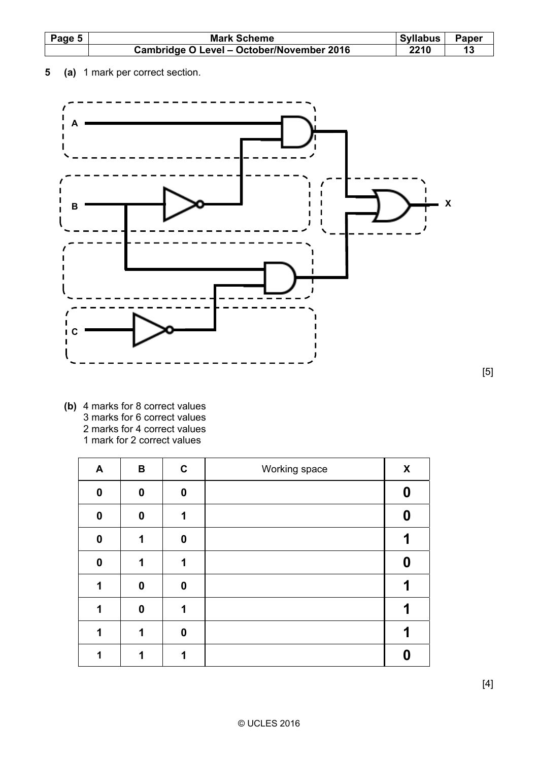**5 (a)** 1 mark per correct section.

[5]

**(b)** 4 marks for 8 correct values
3 marks for 6 correct values
2 marks for 4 correct values
1 mark for 2 correct values

| A | B | C | Working space | X |
|---|---|---|---|---|
| 0 | 0 | 0 | | **0** |
| 0 | 0 | 1 | | **0** |
| 0 | 1 | 0 | | **1** |
| 0 | 1 | 1 | | **0** |
| 1 | 0 | 0 | | **1** |
| 1 | 0 | 1 | | **1** |
| 1 | 1 | 0 | | **1** |
| 1 | 1 | 1 | | **0** |

[4]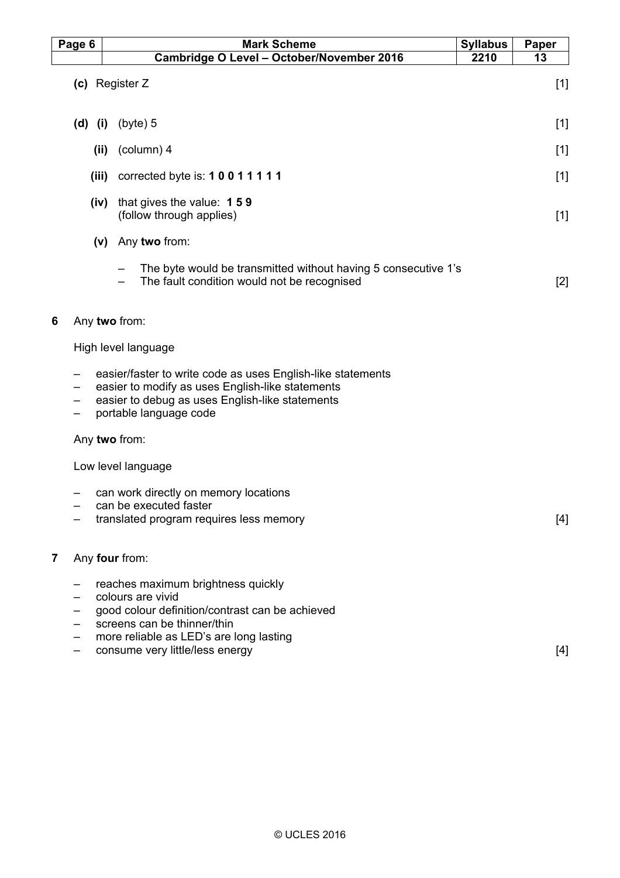**(c)** Register Z [1]

**(d) (i)** (byte) 5 [1]

**(ii)** (column) 4 [1]

**(iii)** corrected byte is: **1 0 0 1 1 1 1 1** [1]

**(iv)** that gives the value: **1 5 9**
(follow through applies) [1]

**(v)** Any **two** from:

- The byte would be transmitted without having 5 consecutive 1's
- The fault condition would not be recognised [2]

**6** Any **two** from:

High level language

- easier/faster to write code as uses English-like statements
- easier to modify as uses English-like statements
- easier to debug as uses English-like statements
- portable language code

Any **two** from:

Low level language

- can work directly on memory locations
- can be executed faster
- translated program requires less memory [4]

**7** Any **four** from:

- reaches maximum brightness quickly
- colours are vivid
- good colour definition/contrast can be achieved
- screens can be thinner/thin
- more reliable as LED's are long lasting
- consume very little/less energy [4]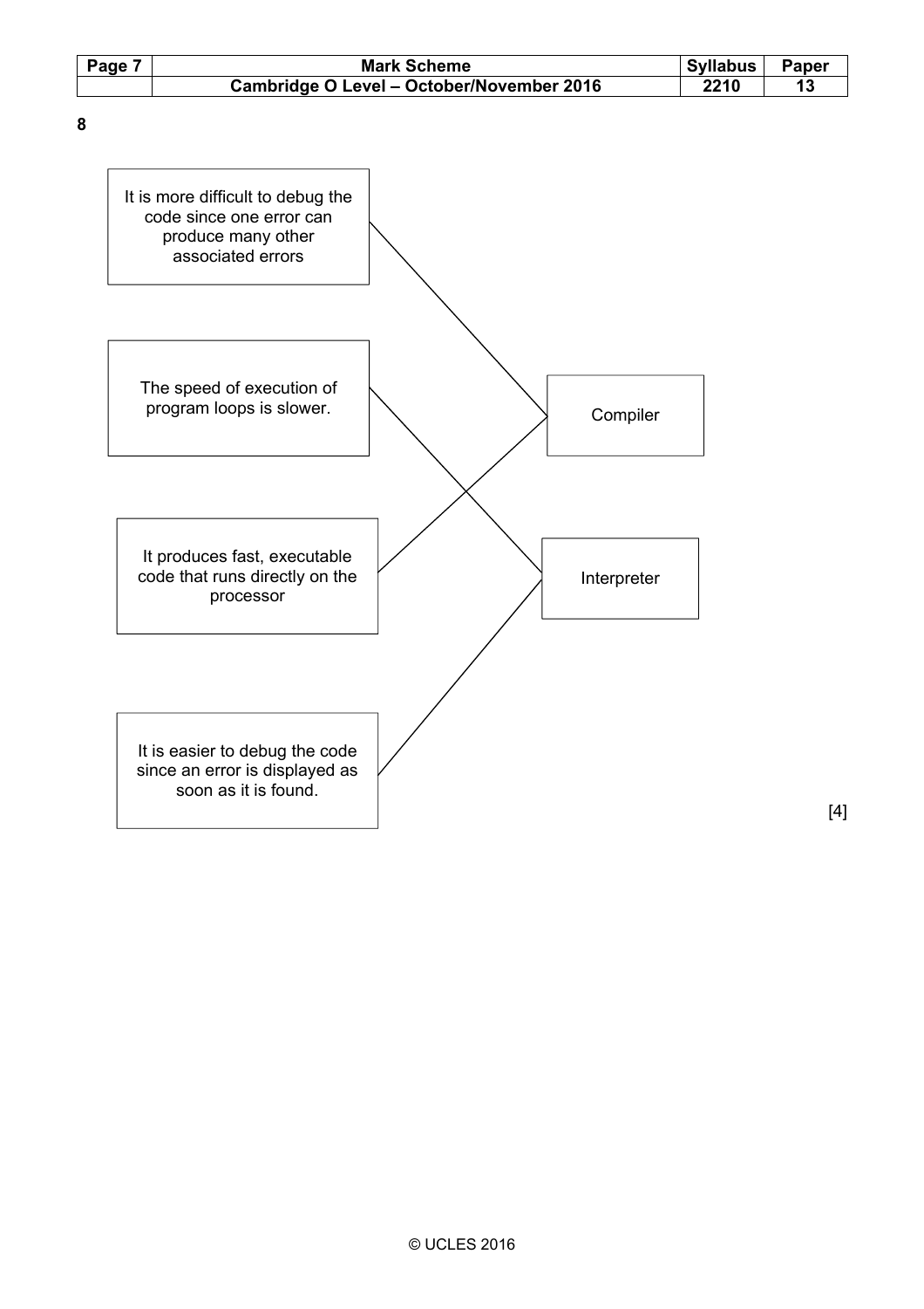**8**

It is more difficult to debug the code since one error can produce many other associated errors

The speed of execution of program loops is slower.

It produces fast, executable code that runs directly on the processor

It is easier to debug the code since an error is displayed as soon as it is found.

Compiler

Interpreter

| Statement | Matched to |
| --- | --- |
| It is more difficult to debug the code since one error can produce many other associated errors | Compiler |
| The speed of execution of program loops is slower. | Interpreter |
| It produces fast, executable code that runs directly on the processor | Compiler |
| It is easier to debug the code since an error is displayed as soon as it is found. | Interpreter |

[4]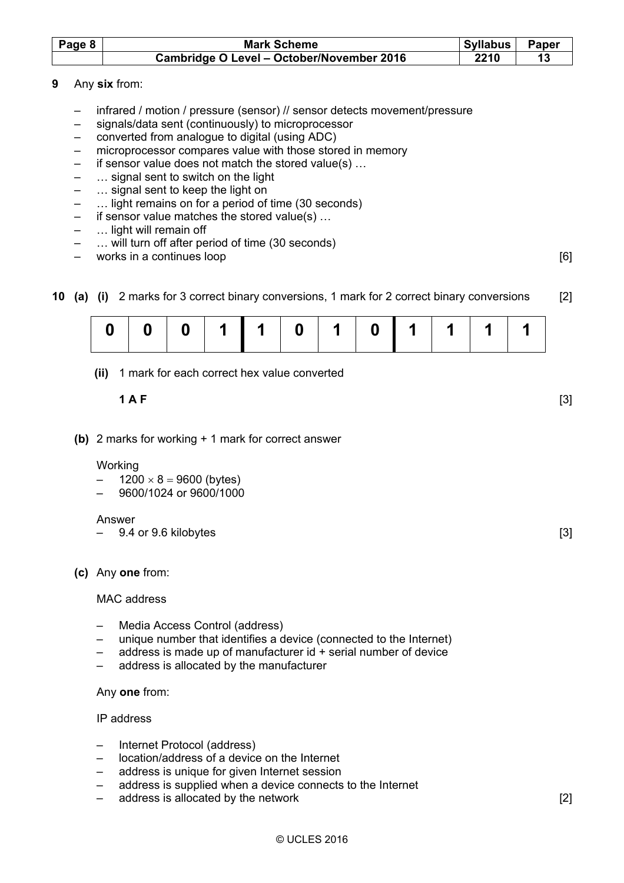**9** Any **six** from:

- infrared / motion / pressure (sensor) // sensor detects movement/pressure
- signals/data sent (continuously) to microprocessor
- converted from analogue to digital (using ADC)
- microprocessor compares value with those stored in memory
- if sensor value does not match the stored value(s) …
- … signal sent to switch on the light
- … signal sent to keep the light on
- … light remains on for a period of time (30 seconds)
- if sensor value matches the stored value(s) …
- … light will remain off
- … will turn off after period of time (30 seconds)
- works in a continues loop [6]

**10 (a) (i)** 2 marks for 3 correct binary conversions, 1 mark for 2 correct binary conversions [2]

| 0 | 0 | 0 | 1 | 1 | 0 | 1 | 0 | 1 | 1 | 1 | 1 |
|---|---|---|---|---|---|---|---|---|---|---|---|

**(ii)** 1 mark for each correct hex value converted

**1 A F** [3]

**(b)** 2 marks for working + 1 mark for correct answer

Working
- $1200 \times 8 = 9600$ (bytes)
- 9600/1024 or 9600/1000

Answer
- 9.4 or 9.6 kilobytes [3]

**(c)** Any **one** from:

MAC address

- Media Access Control (address)
- unique number that identifies a device (connected to the Internet)
- address is made up of manufacturer id + serial number of device
- address is allocated by the manufacturer

Any **one** from:

IP address

- Internet Protocol (address)
- location/address of a device on the Internet
- address is unique for given Internet session
- address is supplied when a device connects to the Internet
- address is allocated by the network [2]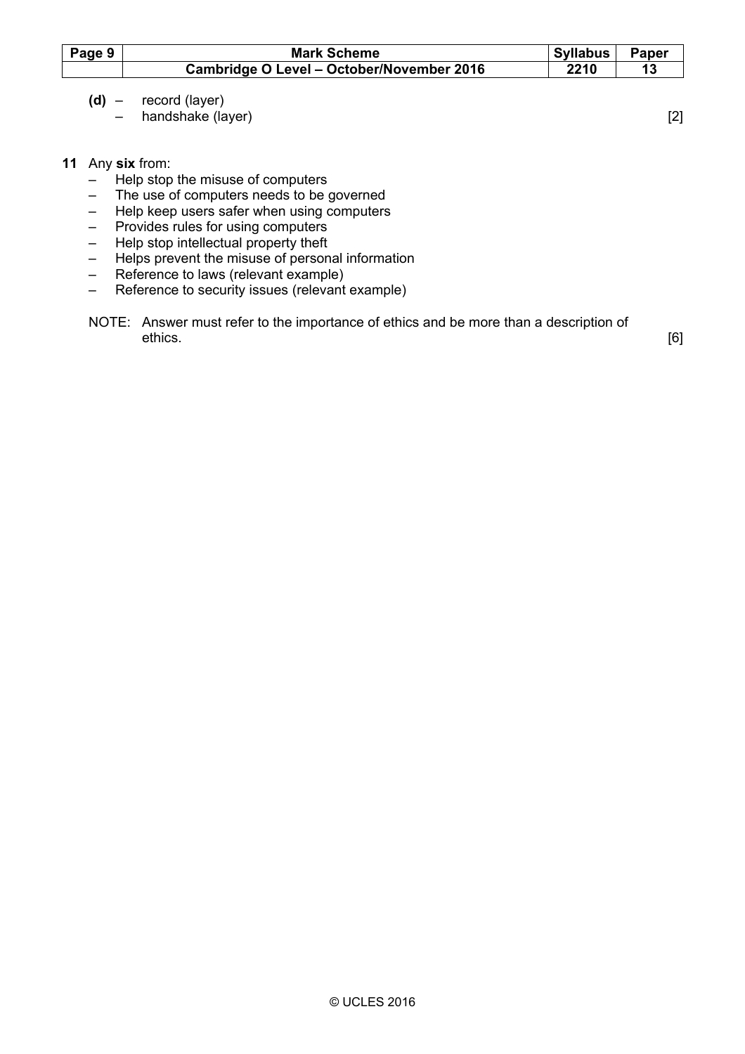**(d)** – record (layer)
– handshake (layer) [2]

**11** Any **six** from:

– Help stop the misuse of computers
– The use of computers needs to be governed
– Help keep users safer when using computers
– Provides rules for using computers
– Help stop intellectual property theft
– Helps prevent the misuse of personal information
– Reference to laws (relevant example)
– Reference to security issues (relevant example)

NOTE: Answer must refer to the importance of ethics and be more than a description of ethics. [6]